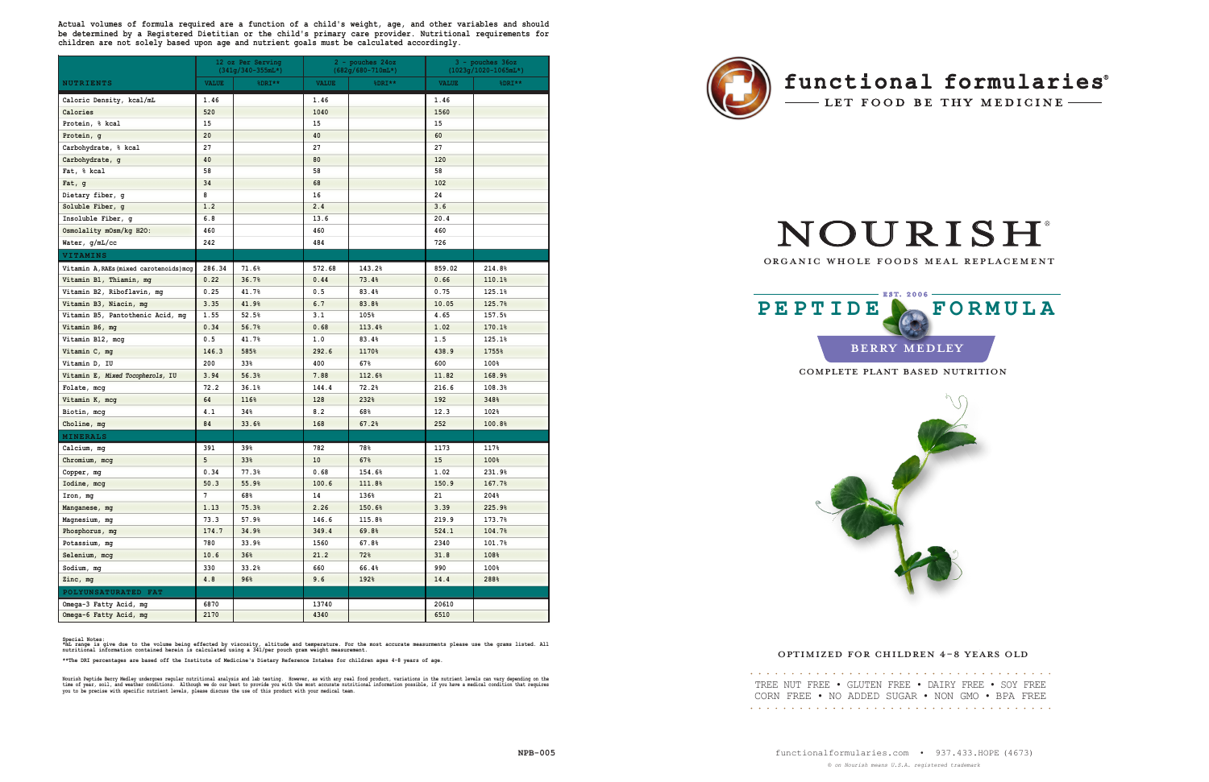Actual volumes of formula required are a function of a child's weight, age, and other variables and should be determined by a Registered Dietitian or the child's primary care provider. Nutritional requirements for children are not solely based upon age and nutrient goals must be calculated accordingly.

| | 12 oz Per Serving (341g/340-355mL*) | | 2 - pouches 24oz (682g/680-710mL*) | | 3 - pouches 36oz (1023g/1020-1065mL*) | |
|---|---|---|---|---|---|---|
| NUTRIENTS | VALUE | %DRI** | VALUE | %DRI** | VALUE | %DRI** |
| Caloric Density, kcal/mL | 1.46 | | 1.46 | | 1.46 | |
| Calories | 520 | | 1040 | | 1560 | |
| Protein, % kcal | 15 | | 15 | | 15 | |
| Protein, g | 20 | | 40 | | 60 | |
| Carbohydrate, % kcal | 27 | | 27 | | 27 | |
| Carbohydrate, g | 40 | | 80 | | 120 | |
| Fat, % kcal | 58 | | 58 | | 58 | |
| Fat, g | 34 | | 68 | | 102 | |
| Dietary fiber, g | 8 | | 16 | | 24 | |
| Soluble Fiber, g | 1.2 | | 2.4 | | 3.6 | |
| Insoluble Fiber, g | 6.8 | | 13.6 | | 20.4 | |
| Osmolality mOsm/kg H2O: | 460 | | 460 | | 460 | |
| Water, g/mL/cc | 242 | | 484 | | 726 | |
| VITAMINS | | | | | | |
| Vitamin A,RAEs(mixed carotenoids)mcg | 286.34 | 71.6% | 572.68 | 143.2% | 859.02 | 214.8% |
| Vitamin B1, Thiamin, mg | 0.22 | 36.7% | 0.44 | 73.4% | 0.66 | 110.1% |
| Vitamin B2, Riboflavin, mg | 0.25 | 41.7% | 0.5 | 83.4% | 0.75 | 125.1% |
| Vitamin B3, Niacin, mg | 3.35 | 41.9% | 6.7 | 83.8% | 10.05 | 125.7% |
| Vitamin B5, Pantothenic Acid, mg | 1.55 | 52.5% | 3.1 | 105% | 4.65 | 157.5% |
| Vitamin B6, mg | 0.34 | 56.7% | 0.68 | 113.4% | 1.02 | 170.1% |
| Vitamin B12, mcg | 0.5 | 41.7% | 1.0 | 83.4% | 1.5 | 125.1% |
| Vitamin C, mg | 146.3 | 585% | 292.6 | 1170% | 438.9 | 1755% |
| Vitamin D, IU | 200 | 33% | 400 | 67% | 600 | 100% |
| Vitamin E, *Mixed Tocopherols*, IU | 3.94 | 56.3% | 7.88 | 112.6% | 11.82 | 168.9% |
| Folate, mcg | 72.2 | 36.1% | 144.4 | 72.2% | 216.6 | 108.3% |
| Vitamin K, mcg | 64 | 116% | 128 | 232% | 192 | 348% |
| Biotin, mcg | 4.1 | 34% | 8.2 | 68% | 12.3 | 102% |
| Choline, mg | 84 | 33.6% | 168 | 67.2% | 252 | 100.8% |
| MINERALS | | | | | | |
| Calcium, mg | 391 | 39% | 782 | 78% | 1173 | 117% |
| Chromium, mcg | 5 | 33% | 10 | 67% | 15 | 100% |
| Copper, mg | 0.34 | 77.3% | 0.68 | 154.6% | 1.02 | 231.9% |
| Iodine, mcg | 50.3 | 55.9% | 100.6 | 111.8% | 150.9 | 167.7% |
| Iron, mg | 7 | 68% | 14 | 136% | 21 | 204% |
| Manganese, mg | 1.13 | 75.3% | 2.26 | 150.6% | 3.39 | 225.9% |
| Magnesium, mg | 73.3 | 57.9% | 146.6 | 115.8% | 219.9 | 173.7% |
| Phosphorus, mg | 174.7 | 34.9% | 349.4 | 69.8% | 524.1 | 104.7% |
| Potassium, mg | 780 | 33.9% | 1560 | 67.8% | 2340 | 101.7% |
| Selenium, mcg | 10.6 | 36% | 21.2 | 72% | 31.8 | 108% |
| Sodium, mg | 330 | 33.2% | 660 | 66.4% | 990 | 100% |
| Zinc, mg | 4.8 | 96% | 9.6 | 192% | 14.4 | 288% |
| POLYUNSATURATED FAT | | | | | | |
| Omega-3 Fatty Acid, mg | 6870 | | 13740 | | 20610 | |
| Omega-6 Fatty Acid, mg | 2170 | | 4340 | | 6510 | |

Special Notes:
*mL range is give due to the volume being effected by viscosity, altitude and temperature. For the most accurate measurments please use the grams listed. All nutritional information contained herein is calculated using a 341/per pouch gram weight measurement.

**The DRI percentages are based off the Institute of Medicine's Dietary Reference Intakes for children ages 4-8 years of age.

Nourish Peptide Berry Medley undergoes regular nutritional analysis and lab testing. However, as with any real food product, variations in the nutrient levels can vary depending on the time of year, soil, and weather conditions. Although we do our best to provide you with the most accurate nutritional information possible, if you have a medical condition that requires you to be precise with specific nutrient levels, please discuss the use of this product with your medical team.

NPB-005

# functional formularies®

LET FOOD BE THY MEDICINE

# NOURISH®

ORGANIC WHOLE FOODS MEAL REPLACEMENT

EST. 2006

## PEPTIDE FORMULA

### BERRY MEDLEY

COMPLETE PLANT BASED NUTRITION

OPTIMIZED FOR CHILDREN 4-8 YEARS OLD

TREE NUT FREE • GLUTEN FREE • DAIRY FREE • SOY FREE
CORN FREE • NO ADDED SUGAR • NON GMO • BPA FREE

functionalformularies.com • 937.433.HOPE (4673)

*® on Nourish means U.S.A. registered trademark*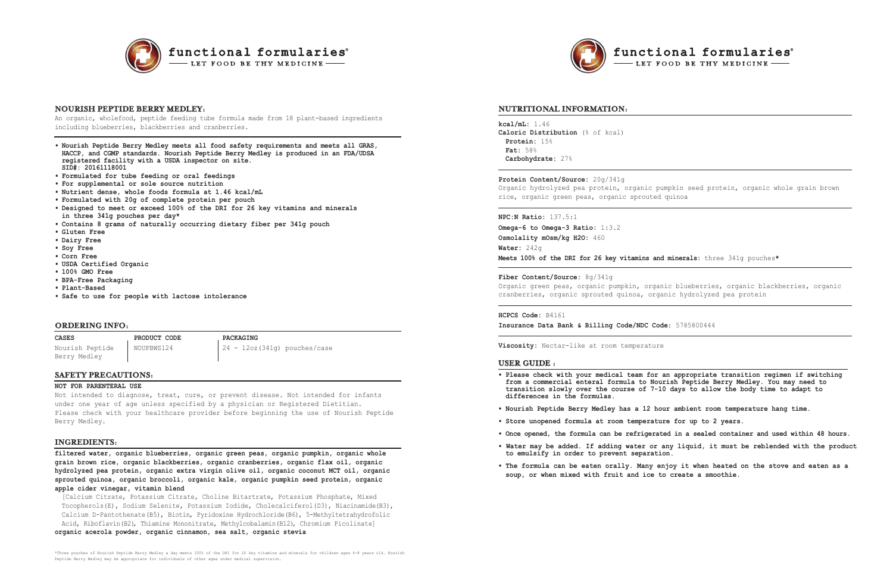functional formularies®

LET FOOD BE THY MEDICINE

## NOURISH PEPTIDE BERRY MEDLEY:

An organic, wholefood, peptide feeding tube formula made from 18 plant-based ingredients including blueberries, blackberries and cranberries.

- **Nourish Peptide Berry Medley meets all food safety requirements and meets all GRAS, HACCP, and CGMP standards. Nourish Peptide Berry Medley is produced in an FDA/UDSA registered facility with a USDA inspector on site. SID#: 20161118001**
- **Formulated for tube feeding or oral feedings**
- **For supplemental or sole source nutrition**
- **Nutrient dense, whole foods formula at 1.46 kcal/mL**
- **Formulated with 20g of complete protein per pouch**
- **Designed to meet or exceed 100% of the DRI for 26 key vitamins and minerals in three 341g pouches per day***
- **Contains 8 grams of naturally occurring dietary fiber per 341g pouch**
- **Gluten Free**
- **Dairy Free**
- **Soy Free**
- **Corn Free**
- **USDA Certified Organic**
- **100% GMO Free**
- **BPA-Free Packaging**
- **Plant-Based**
- **Safe to use for people with lactose intolerance**

## ORDERING INFO:

| CASES | PRODUCT CODE | PACKAGING |
|---|---|---|
| Nourish Peptide Berry Medley | NOUPBWS124 | 24 - 12oz(341g) pouches/case |

## SAFETY PRECAUTIONS:

**NOT FOR PARENTERAL USE**

Not intended to diagnose, treat, cure, or prevent disease. Not intended for infants under one year of age unless specified by a physician or Registered Dietitian. Please check with your healthcare provider before beginning the use of Nourish Peptide Berry Medley.

## INGREDIENTS:

**filtered water, organic blueberries, organic green peas, organic pumpkin, organic whole grain brown rice, organic blackberries, organic cranberries, organic flax oil, organic hydrolyzed pea protein, organic extra virgin olive oil, organic coconut MCT oil, organic sprouted quinoa, organic broccoli, organic kale, organic pumpkin seed protein, organic apple cider vinegar, vitamin blend**

[Calcium Citrate, Potassium Citrate, Choline Bitartrate, Potassium Phosphate, Mixed Tocopherols(E), Sodium Selenite, Potassium Iodide, Cholecalciferol(D3), Niacinamide(B3), Calcium D-Pantothenate(B5), Biotin, Pyridoxine Hydrochloride(B6), 5-Methyltetrahydrofolic Acid, Riboflavin(B2), Thiamine Mononitrate, Methylcobalamin(B12), Chromium Picolinate]

**organic acerola powder, organic cinnamon, sea salt, organic stevia**

*Three pouches of Nourish Peptide Berry Medley a day meets 100% of the DRI for 26 key vitamins and minerals for children ages 4-8 years old. Nourish Peptide Berry Medley may be appropriate for individuals of other ages under medical supervision.

functional formularies®

LET FOOD BE THY MEDICINE

## NUTRITIONAL INFORMATION:

**kcal/mL:** 1.46

**Caloric Distribution** (% of kcal)

**Protein:** 15%

**Fat:** 58%

**Carbohydrate:** 27%

**Protein Content/Source:** 20g/341g

Organic hydrolyzed pea protein, organic pumpkin seed protein, organic whole grain brown rice, organic green peas, organic sprouted quinoa

**NPC:N Ratio:** 137.5:1

**Omega-6 to Omega-3 Ratio:** 1:3.2

**Osmolality mOsm/kg H2O:** 460

**Water:** 242g

**Meets 100% of the DRI for 26 key vitamins and minerals:** three 341g pouches*

**Fiber Content/Source:** 8g/341g

Organic green peas, organic pumpkin, organic blueberries, organic blackberries, organic cranberries, organic sprouted quinoa, organic hydrolyzed pea protein

**HCPCS Code:** B4161

**Insurance Data Bank & Billing Code/NDC Code:** 5785800444

**Viscosity:** Nectar-like at room temperature

## USER GUIDE:

- **Please check with your medical team for an appropriate transition regimen if switching from a commercial enteral formula to Nourish Peptide Berry Medley. You may need to transition slowly over the course of 7-10 days to allow the body time to adapt to differences in the formulas.**
- **Nourish Peptide Berry Medley has a 12 hour ambient room temperature hang time.**
- **Store unopened formula at room temperature for up to 2 years.**
- **Once opened, the formula can be refrigerated in a sealed container and used within 48 hours.**
- **Water may be added. If adding water or any liquid, it must be reblended with the product to emulsify in order to prevent separation.**
- **The formula can be eaten orally. Many enjoy it when heated on the stove and eaten as a soup, or when mixed with fruit and ice to create a smoothie.**